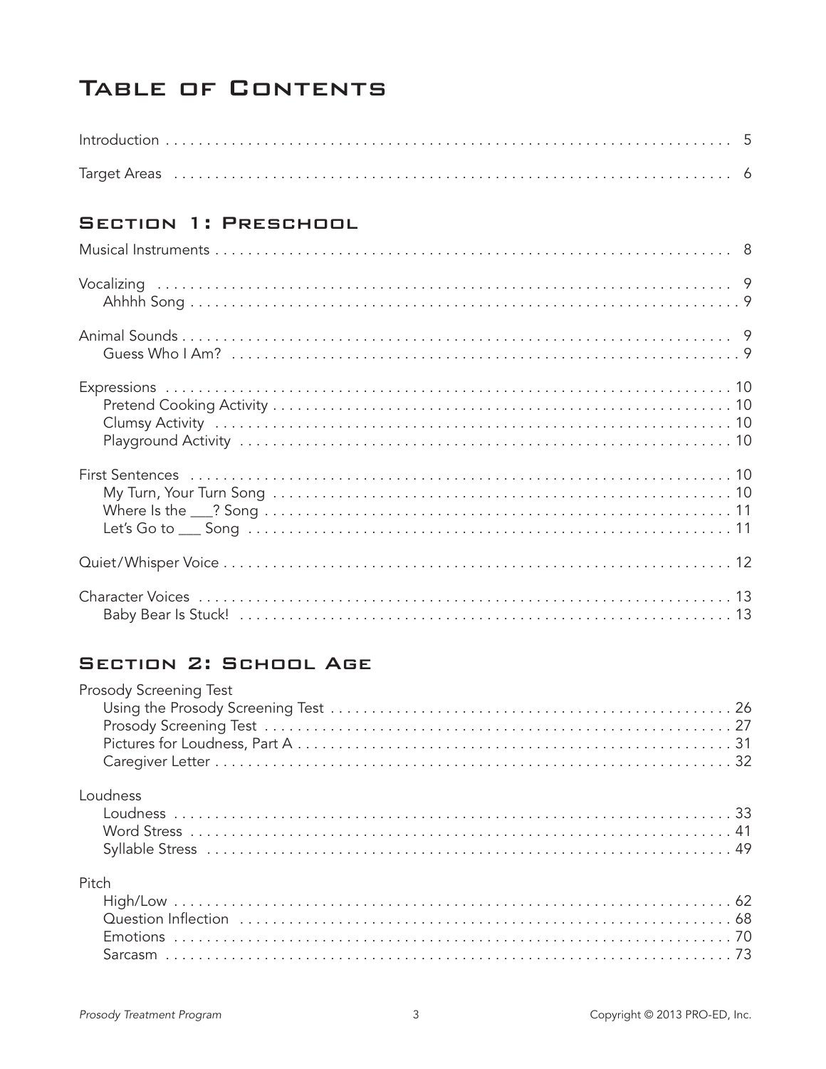# Table of Contents

Introduction . . . . . . . . . . 5

Target Areas . . . . . . . . . . 6

## Section 1: Preschool

Musical Instruments . . . . . . . . . . 8

Vocalizing . . . . . . . . . . 9
- Ahhhh Song . . . . . . . . . . 9

Animal Sounds . . . . . . . . . . 9
- Guess Who I Am? . . . . . . . . . . 9

Expressions . . . . . . . . . . 10
- Pretend Cooking Activity . . . . . . . . . . 10
- Clumsy Activity . . . . . . . . . . 10
- Playground Activity . . . . . . . . . . 10

First Sentences . . . . . . . . . . 10
- My Turn, Your Turn Song . . . . . . . . . . 10
- Where Is the ___? Song . . . . . . . . . . 11
- Let's Go to ___ Song . . . . . . . . . . 11

Quiet/Whisper Voice . . . . . . . . . . 12

Character Voices . . . . . . . . . . 13
- Baby Bear Is Stuck! . . . . . . . . . . 13

## Section 2: School Age

Prosody Screening Test
- Using the Prosody Screening Test . . . . . . . . . . 26
- Prosody Screening Test . . . . . . . . . . 27
- Pictures for Loudness, Part A . . . . . . . . . . 31
- Caregiver Letter . . . . . . . . . . 32

Loudness
- Loudness . . . . . . . . . . 33
- Word Stress . . . . . . . . . . 41
- Syllable Stress . . . . . . . . . . 49

Pitch
- High/Low . . . . . . . . . . 62
- Question Inflection . . . . . . . . . . 68
- Emotions . . . . . . . . . . 70
- Sarcasm . . . . . . . . . . 73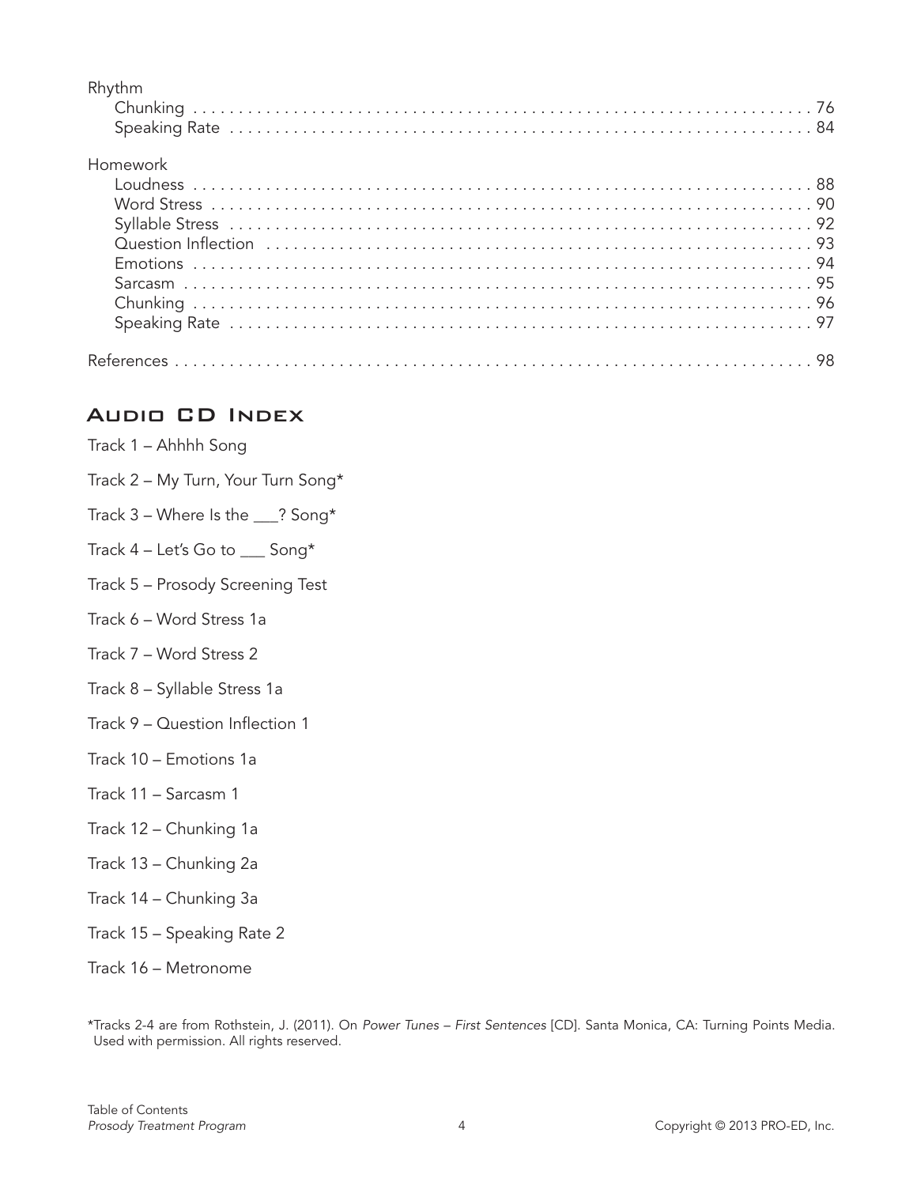Rhythm

- Chunking . . . . . . . . . . . . . . . . . . . . . . . . . . . . . . . . . . . . . . . . . . . . . . . . . . . . . . . . . . . . . . 76
- Speaking Rate . . . . . . . . . . . . . . . . . . . . . . . . . . . . . . . . . . . . . . . . . . . . . . . . . . . . . . . . . . . 84

Homework

- Loudness . . . . . . . . . . . . . . . . . . . . . . . . . . . . . . . . . . . . . . . . . . . . . . . . . . . . . . . . . . . . . . 88
- Word Stress . . . . . . . . . . . . . . . . . . . . . . . . . . . . . . . . . . . . . . . . . . . . . . . . . . . . . . . . . . . . 90
- Syllable Stress . . . . . . . . . . . . . . . . . . . . . . . . . . . . . . . . . . . . . . . . . . . . . . . . . . . . . . . . . . 92
- Question Inflection . . . . . . . . . . . . . . . . . . . . . . . . . . . . . . . . . . . . . . . . . . . . . . . . . . . . . . . 93
- Emotions . . . . . . . . . . . . . . . . . . . . . . . . . . . . . . . . . . . . . . . . . . . . . . . . . . . . . . . . . . . . . . 94
- Sarcasm . . . . . . . . . . . . . . . . . . . . . . . . . . . . . . . . . . . . . . . . . . . . . . . . . . . . . . . . . . . . . . . 95
- Chunking . . . . . . . . . . . . . . . . . . . . . . . . . . . . . . . . . . . . . . . . . . . . . . . . . . . . . . . . . . . . . . 96
- Speaking Rate . . . . . . . . . . . . . . . . . . . . . . . . . . . . . . . . . . . . . . . . . . . . . . . . . . . . . . . . . . . 97

References . . . . . . . . . . . . . . . . . . . . . . . . . . . . . . . . . . . . . . . . . . . . . . . . . . . . . . . . . . . . . . . 98

## Audio CD Index

Track 1 – Ahhhh Song

Track 2 – My Turn, Your Turn Song*

Track 3 – Where Is the ___? Song*

Track 4 – Let's Go to ___ Song*

Track 5 – Prosody Screening Test

Track 6 – Word Stress 1a

Track 7 – Word Stress 2

Track 8 – Syllable Stress 1a

Track 9 – Question Inflection 1

Track 10 – Emotions 1a

Track 11 – Sarcasm 1

Track 12 – Chunking 1a

Track 13 – Chunking 2a

Track 14 – Chunking 3a

Track 15 – Speaking Rate 2

Track 16 – Metronome

*Tracks 2-4 are from Rothstein, J. (2011). On *Power Tunes – First Sentences* [CD]. Santa Monica, CA: Turning Points Media. Used with permission. All rights reserved.